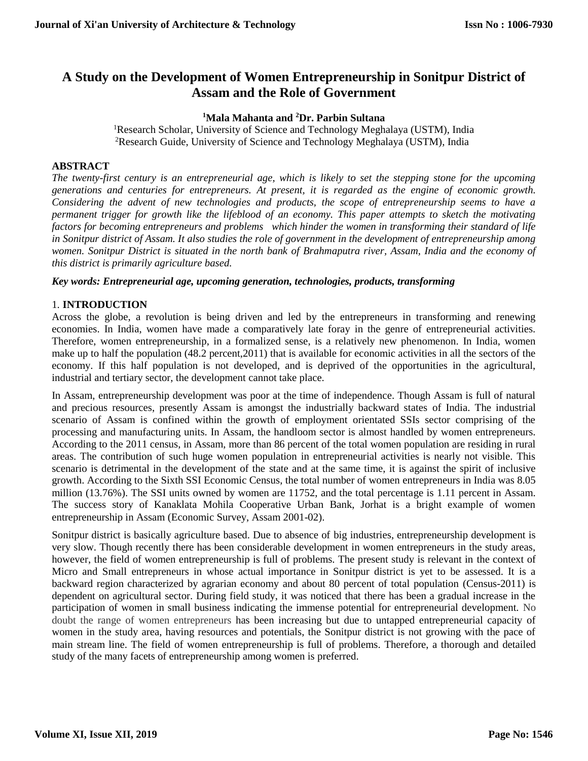# A Study on the Development of Women Entrepreneurship in Sonitpur District of Assam and the Role of Government

**[1]Mala Mahanta and [2]Dr. Parbin Sultana**

[1]Research Scholar, University of Science and Technology Meghalaya (USTM), India
[2]Research Guide, University of Science and Technology Meghalaya (USTM), India

## ABSTRACT

*The twenty-first century is an entrepreneurial age, which is likely to set the stepping stone for the upcoming generations and centuries for entrepreneurs. At present, it is regarded as the engine of economic growth. Considering the advent of new technologies and products, the scope of entrepreneurship seems to have a permanent trigger for growth like the lifeblood of an economy. This paper attempts to sketch the motivating factors for becoming entrepreneurs and problems which hinder the women in transforming their standard of life in Sonitpur district of Assam. It also studies the role of government in the development of entrepreneurship among women. Sonitpur District is situated in the north bank of Brahmaputra river, Assam, India and the economy of this district is primarily agriculture based.*

***Key words: Entrepreneurial age, upcoming generation, technologies, products, transforming***

## 1. INTRODUCTION

Across the globe, a revolution is being driven and led by the entrepreneurs in transforming and renewing economies. In India, women have made a comparatively late foray in the genre of entrepreneurial activities. Therefore, women entrepreneurship, in a formalized sense, is a relatively new phenomenon. In India, women make up to half the population (48.2 percent,2011) that is available for economic activities in all the sectors of the economy. If this half population is not developed, and is deprived of the opportunities in the agricultural, industrial and tertiary sector, the development cannot take place.

In Assam, entrepreneurship development was poor at the time of independence. Though Assam is full of natural and precious resources, presently Assam is amongst the industrially backward states of India. The industrial scenario of Assam is confined within the growth of employment orientated SSIs sector comprising of the processing and manufacturing units. In Assam, the handloom sector is almost handled by women entrepreneurs. According to the 2011 census, in Assam, more than 86 percent of the total women population are residing in rural areas. The contribution of such huge women population in entrepreneurial activities is nearly not visible. This scenario is detrimental in the development of the state and at the same time, it is against the spirit of inclusive growth. According to the Sixth SSI Economic Census, the total number of women entrepreneurs in India was 8.05 million (13.76%). The SSI units owned by women are 11752, and the total percentage is 1.11 percent in Assam. The success story of Kanaklata Mohila Cooperative Urban Bank, Jorhat is a bright example of women entrepreneurship in Assam (Economic Survey, Assam 2001-02).

Sonitpur district is basically agriculture based. Due to absence of big industries, entrepreneurship development is very slow. Though recently there has been considerable development in women entrepreneurs in the study areas, however, the field of women entrepreneurship is full of problems. The present study is relevant in the context of Micro and Small entrepreneurs in whose actual importance in Sonitpur district is yet to be assessed. It is a backward region characterized by agrarian economy and about 80 percent of total population (Census-2011) is dependent on agricultural sector. During field study, it was noticed that there has been a gradual increase in the participation of women in small business indicating the immense potential for entrepreneurial development. No doubt the range of women entrepreneurs has been increasing but due to untapped entrepreneurial capacity of women in the study area, having resources and potentials, the Sonitpur district is not growing with the pace of main stream line. The field of women entrepreneurship is full of problems. Therefore, a thorough and detailed study of the many facets of entrepreneurship among women is preferred.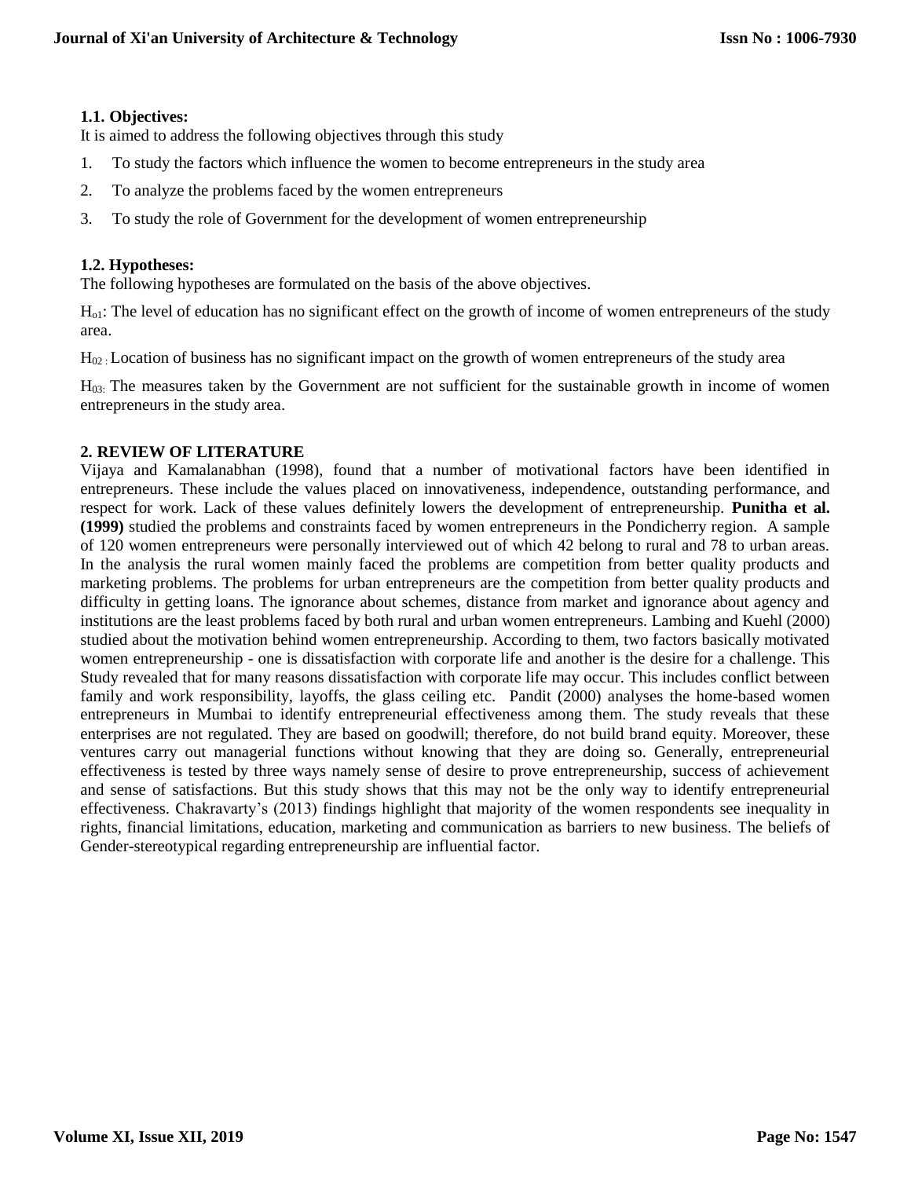### 1.1. Objectives:

It is aimed to address the following objectives through this study

1. To study the factors which influence the women to become entrepreneurs in the study area
2. To analyze the problems faced by the women entrepreneurs
3. To study the role of Government for the development of women entrepreneurship

### 1.2. Hypotheses:

The following hypotheses are formulated on the basis of the above objectives.

$H_{o1}$: The level of education has no significant effect on the growth of income of women entrepreneurs of the study area.

$H_{02}$: Location of business has no significant impact on the growth of women entrepreneurs of the study area

$H_{03}$: The measures taken by the Government are not sufficient for the sustainable growth in income of women entrepreneurs in the study area.

## 2. REVIEW OF LITERATURE

Vijaya and Kamalanabhan (1998), found that a number of motivational factors have been identified in entrepreneurs. These include the values placed on innovativeness, independence, outstanding performance, and respect for work. Lack of these values definitely lowers the development of entrepreneurship. **Punitha et al. (1999)** studied the problems and constraints faced by women entrepreneurs in the Pondicherry region. A sample of 120 women entrepreneurs were personally interviewed out of which 42 belong to rural and 78 to urban areas. In the analysis the rural women mainly faced the problems are competition from better quality products and marketing problems. The problems for urban entrepreneurs are the competition from better quality products and difficulty in getting loans. The ignorance about schemes, distance from market and ignorance about agency and institutions are the least problems faced by both rural and urban women entrepreneurs. Lambing and Kuehl (2000) studied about the motivation behind women entrepreneurship. According to them, two factors basically motivated women entrepreneurship - one is dissatisfaction with corporate life and another is the desire for a challenge. This Study revealed that for many reasons dissatisfaction with corporate life may occur. This includes conflict between family and work responsibility, layoffs, the glass ceiling etc. Pandit (2000) analyses the home-based women entrepreneurs in Mumbai to identify entrepreneurial effectiveness among them. The study reveals that these enterprises are not regulated. They are based on goodwill; therefore, do not build brand equity. Moreover, these ventures carry out managerial functions without knowing that they are doing so. Generally, entrepreneurial effectiveness is tested by three ways namely sense of desire to prove entrepreneurship, success of achievement and sense of satisfactions. But this study shows that this may not be the only way to identify entrepreneurial effectiveness. Chakravarty's (2013) findings highlight that majority of the women respondents see inequality in rights, financial limitations, education, marketing and communication as barriers to new business. The beliefs of Gender-stereotypical regarding entrepreneurship are influential factor.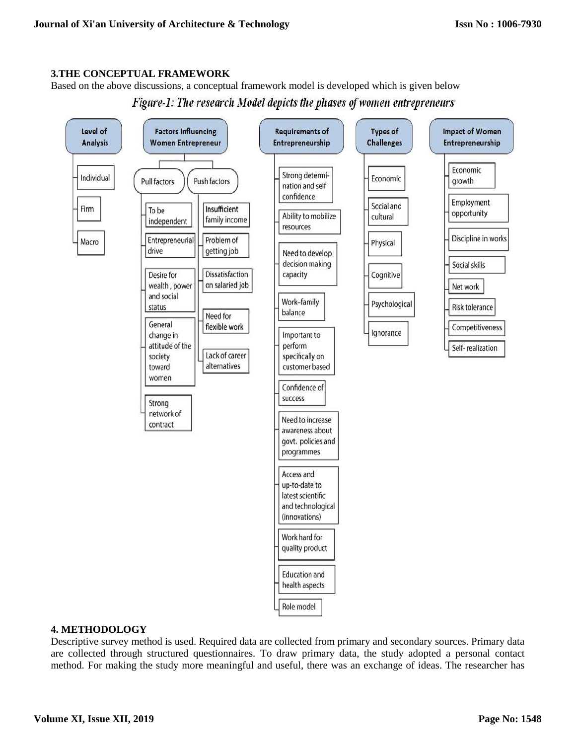### 3.THE CONCEPTUAL FRAMEWORK

Based on the above discussions, a conceptual framework model is developed which is given below

*Figure-1: The research Model depicts the phases of women entrepreneurs*

**Level of Analysis**
- Individual
- Firm
- Macro

**Factors Influencing Women Entrepreneur**
- Pull factors
  - To be independent
  - Entrepreneurial drive
  - Desire for wealth , power and social status
  - General change in attitude of the society toward women
  - Strong network of contract
- Push factors
  - Insufficient family income
  - Problem of getting job
  - Dissatisfaction on salaried job
  - Need for flexible work
  - Lack of career alternatives

**Requirements of Entrepreneurship**
- Strong determi-nation and self confidence
- Ability to mobilize resources
- Need to develop decision making capacity
- Work-family balance
- Important to perform specifically on customer based
- Confidence of success
- Need to increase awareness about govt. policies and programmes
- Access and up-to-date to latest scientific and technological (innovations)
- Work hard for quality product
- Education and health aspects
- Role model

**Types of Challenges**
- Economic
- Social and cultural
- Physical
- Cognitive
- Psychological
- Ignorance

**Impact of Women Entrepreneurship**
- Economic growth
- Employment opportunity
- Discipline in works
- Social skills
- Net work
- Risk tolerance
- Competitiveness
- Self- realization

### 4. METHODOLOGY

Descriptive survey method is used. Required data are collected from primary and secondary sources. Primary data are collected through structured questionnaires. To draw primary data, the study adopted a personal contact method. For making the study more meaningful and useful, there was an exchange of ideas. The researcher has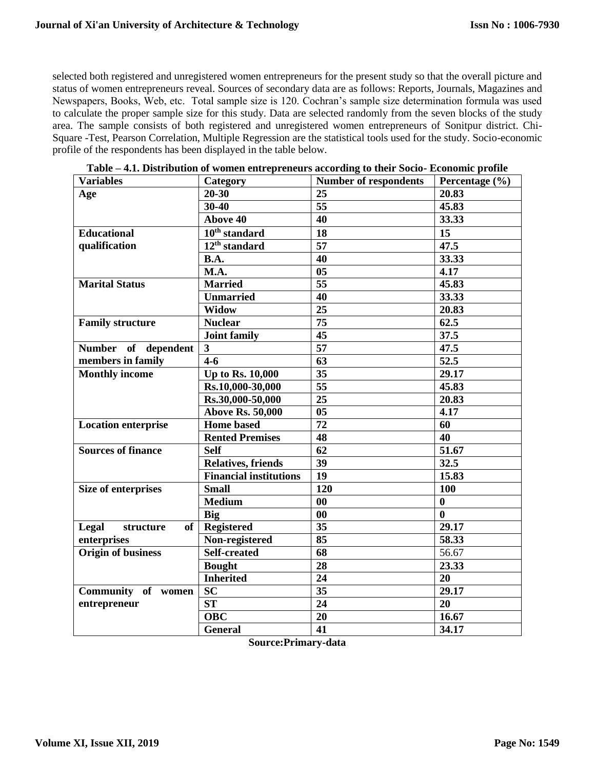selected both registered and unregistered women entrepreneurs for the present study so that the overall picture and status of women entrepreneurs reveal. Sources of secondary data are as follows: Reports, Journals, Magazines and Newspapers, Books, Web, etc. Total sample size is 120. Cochran's sample size determination formula was used to calculate the proper sample size for this study. Data are selected randomly from the seven blocks of the study area. The sample consists of both registered and unregistered women entrepreneurs of Sonitpur district. Chi-Square -Test, Pearson Correlation, Multiple Regression are the statistical tools used for the study. Socio-economic profile of the respondents has been displayed in the table below.

**Table – 4.1. Distribution of women entrepreneurs according to their Socio- Economic profile**

| Variables | Category | Number of respondents | Percentage (%) |
|---|---|---|---|
| **Age** | **20-30** | **25** | **20.83** |
| | **30-40** | **55** | **45.83** |
| | **Above 40** | **40** | **33.33** |
| **Educational qualification** | **10th standard** | **18** | **15** |
| | **12th standard** | **57** | **47.5** |
| | **B.A.** | **40** | **33.33** |
| | **M.A.** | **05** | **4.17** |
| **Marital Status** | **Married** | **55** | **45.83** |
| | **Unmarried** | **40** | **33.33** |
| | **Widow** | **25** | **20.83** |
| **Family structure** | **Nuclear** | **75** | **62.5** |
| | **Joint family** | **45** | **37.5** |
| **Number of dependent members in family** | **3** | **57** | **47.5** |
| | **4-6** | **63** | **52.5** |
| **Monthly income** | **Up to Rs. 10,000** | **35** | **29.17** |
| | **Rs.10,000-30,000** | **55** | **45.83** |
| | **Rs.30,000-50,000** | **25** | **20.83** |
| | **Above Rs. 50,000** | **05** | **4.17** |
| **Location enterprise** | **Home based** | **72** | **60** |
| | **Rented Premises** | **48** | **40** |
| **Sources of finance** | **Self** | **62** | **51.67** |
| | **Relatives, friends** | **39** | **32.5** |
| | **Financial institutions** | **19** | **15.83** |
| **Size of enterprises** | **Small** | **120** | **100** |
| | **Medium** | **00** | **0** |
| | **Big** | **00** | **0** |
| **Legal structure of enterprises** | **Registered** | **35** | **29.17** |
| | **Non-registered** | **85** | **58.33** |
| **Origin of business** | **Self-created** | **68** | 56.67 |
| | **Bought** | **28** | **23.33** |
| | **Inherited** | **24** | **20** |
| **Community of women entrepreneur** | **SC** | **35** | **29.17** |
| | **ST** | **24** | **20** |
| | **OBC** | **20** | **16.67** |
| | **General** | **41** | **34.17** |

**Source:Primary-data**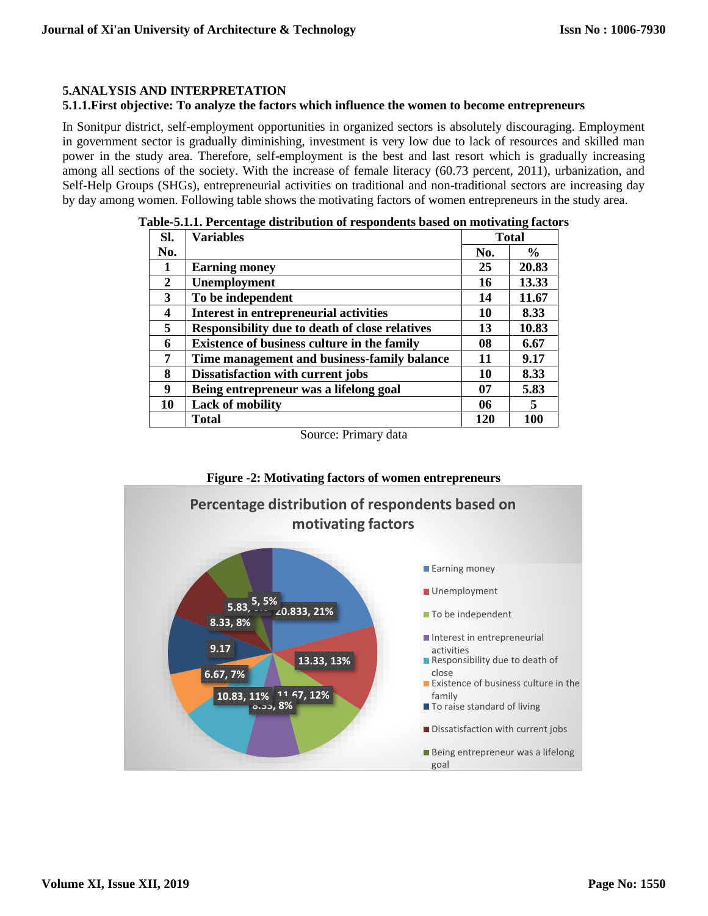## 5.ANALYSIS AND INTERPRETATION

### 5.1.1.First objective: To analyze the factors which influence the women to become entrepreneurs

In Sonitpur district, self-employment opportunities in organized sectors is absolutely discouraging. Employment in government sector is gradually diminishing, investment is very low due to lack of resources and skilled man power in the study area. Therefore, self-employment is the best and last resort which is gradually increasing among all sections of the society. With the increase of female literacy (60.73 percent, 2011), urbanization, and Self-Help Groups (SHGs), entrepreneurial activities on traditional and non-traditional sectors are increasing day by day among women. Following table shows the motivating factors of women entrepreneurs in the study area.

**Table-5.1.1. Percentage distribution of respondents based on motivating factors**

| Sl. No. | Variables | Total | |
|---|---|---|---|
| | | No. | % |
| 1 | Earning money | 25 | 20.83 |
| 2 | Unemployment | 16 | 13.33 |
| 3 | To be independent | 14 | 11.67 |
| 4 | Interest in entrepreneurial activities | 10 | 8.33 |
| 5 | Responsibility due to death of close relatives | 13 | 10.83 |
| 6 | Existence of business culture in the family | 08 | 6.67 |
| 7 | Time management and business-family balance | 11 | 9.17 |
| 8 | Dissatisfaction with current jobs | 10 | 8.33 |
| 9 | Being entrepreneur was a lifelong goal | 07 | 5.83 |
| 10 | Lack of mobility | 06 | 5 |
| | Total | 120 | 100 |

Source: Primary data

**Figure -2: Motivating factors of women entrepreneurs**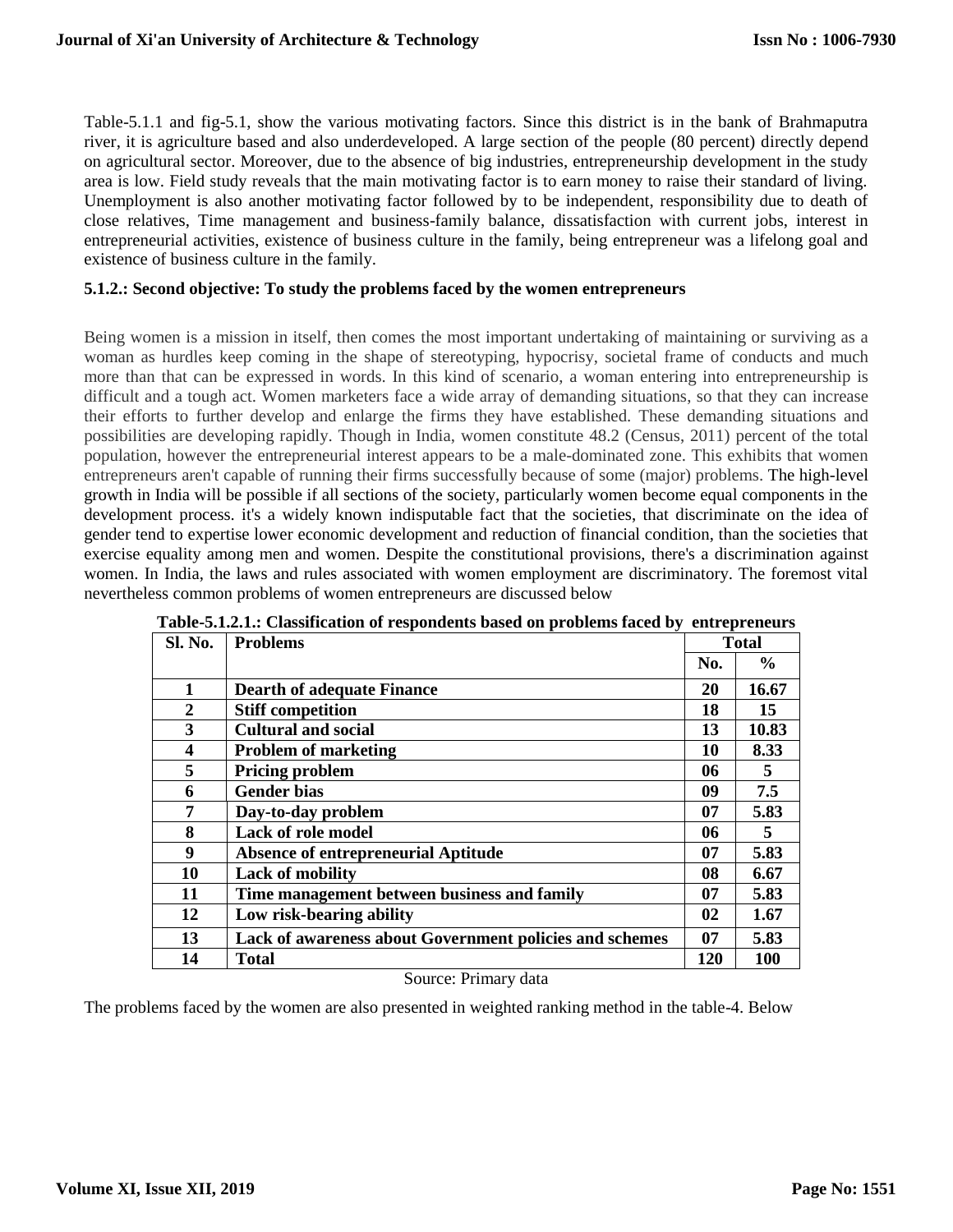Table-5.1.1 and fig-5.1, show the various motivating factors. Since this district is in the bank of Brahmaputra river, it is agriculture based and also underdeveloped. A large section of the people (80 percent) directly depend on agricultural sector. Moreover, due to the absence of big industries, entrepreneurship development in the study area is low. Field study reveals that the main motivating factor is to earn money to raise their standard of living. Unemployment is also another motivating factor followed by to be independent, responsibility due to death of close relatives, Time management and business-family balance, dissatisfaction with current jobs, interest in entrepreneurial activities, existence of business culture in the family, being entrepreneur was a lifelong goal and existence of business culture in the family.

### 5.1.2.: Second objective: To study the problems faced by the women entrepreneurs

Being women is a mission in itself, then comes the most important undertaking of maintaining or surviving as a woman as hurdles keep coming in the shape of stereotyping, hypocrisy, societal frame of conducts and much more than that can be expressed in words. In this kind of scenario, a woman entering into entrepreneurship is difficult and a tough act. Women marketers face a wide array of demanding situations, so that they can increase their efforts to further develop and enlarge the firms they have established. These demanding situations and possibilities are developing rapidly. Though in India, women constitute 48.2 (Census, 2011) percent of the total population, however the entrepreneurial interest appears to be a male-dominated zone. This exhibits that women entrepreneurs aren't capable of running their firms successfully because of some (major) problems. The high-level growth in India will be possible if all sections of the society, particularly women become equal components in the development process. it's a widely known indisputable fact that the societies, that discriminate on the idea of gender tend to expertise lower economic development and reduction of financial condition, than the societies that exercise equality among men and women. Despite the constitutional provisions, there's a discrimination against women. In India, the laws and rules associated with women employment are discriminatory. The foremost vital nevertheless common problems of women entrepreneurs are discussed below

**Table-5.1.2.1.: Classification of respondents based on problems faced by entrepreneurs**

| Sl. No. | Problems | Total | |
|---|---|---|---|
| | | No. | % |
| 1 | Dearth of adequate Finance | 20 | 16.67 |
| 2 | Stiff competition | 18 | 15 |
| 3 | Cultural and social | 13 | 10.83 |
| 4 | Problem of marketing | 10 | 8.33 |
| 5 | Pricing problem | 06 | 5 |
| 6 | Gender bias | 09 | 7.5 |
| 7 | Day-to-day problem | 07 | 5.83 |
| 8 | Lack of role model | 06 | 5 |
| 9 | Absence of entrepreneurial Aptitude | 07 | 5.83 |
| 10 | Lack of mobility | 08 | 6.67 |
| 11 | Time management between business and family | 07 | 5.83 |
| 12 | Low risk-bearing ability | 02 | 1.67 |
| 13 | Lack of awareness about Government policies and schemes | 07 | 5.83 |
| 14 | Total | 120 | 100 |

Source: Primary data

The problems faced by the women are also presented in weighted ranking method in the table-4. Below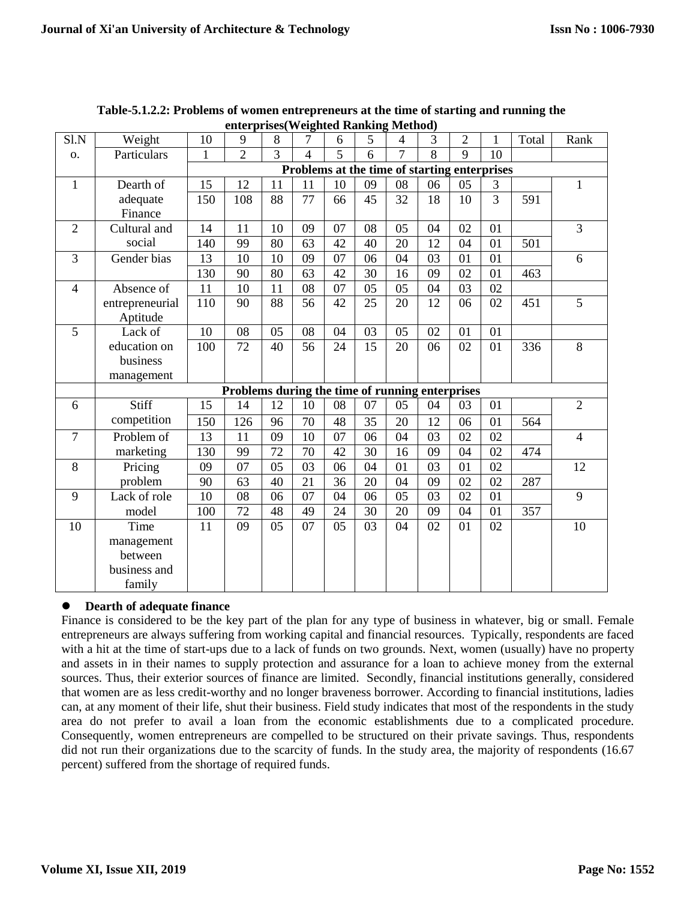**Table-5.1.2.2: Problems of women entrepreneurs at the time of starting and running the enterprises(Weighted Ranking Method)**

| Sl.No. | Weight | 10 | 9 | 8 | 7 | 6 | 5 | 4 | 3 | 2 | 1 | Total | Rank |
|---|---|---|---|---|---|---|---|---|---|---|---|---|---|
| | Particulars | 1 | 2 | 3 | 4 | 5 | 6 | 7 | 8 | 9 | 10 | | |
| | | **Problems at the time of starting enterprises** | | | | | | | | | | | |
| 1 | Dearth of adequate Finance | 15 | 12 | 11 | 11 | 10 | 09 | 08 | 06 | 05 | 3 | | 1 |
| | | 150 | 108 | 88 | 77 | 66 | 45 | 32 | 18 | 10 | 3 | 591 | |
| 2 | Cultural and social | 14 | 11 | 10 | 09 | 07 | 08 | 05 | 04 | 02 | 01 | | 3 |
| | | 140 | 99 | 80 | 63 | 42 | 40 | 20 | 12 | 04 | 01 | 501 | |
| 3 | Gender bias | 13 | 10 | 10 | 09 | 07 | 06 | 04 | 03 | 01 | 01 | | 6 |
| | | 130 | 90 | 80 | 63 | 42 | 30 | 16 | 09 | 02 | 01 | 463 | |
| 4 | Absence of entrepreneurial Aptitude | 11 | 10 | 11 | 08 | 07 | 05 | 05 | 04 | 03 | 02 | | |
| | | 110 | 90 | 88 | 56 | 42 | 25 | 20 | 12 | 06 | 02 | 451 | 5 |
| 5 | Lack of education on business management | 10 | 08 | 05 | 08 | 04 | 03 | 05 | 02 | 01 | 01 | | |
| | | 100 | 72 | 40 | 56 | 24 | 15 | 20 | 06 | 02 | 01 | 336 | 8 |
| | **Problems during the time of running enterprises** | | | | | | | | | | | | |
| 6 | Stiff competition | 15 | 14 | 12 | 10 | 08 | 07 | 05 | 04 | 03 | 01 | | 2 |
| | | 150 | 126 | 96 | 70 | 48 | 35 | 20 | 12 | 06 | 01 | 564 | |
| 7 | Problem of marketing | 13 | 11 | 09 | 10 | 07 | 06 | 04 | 03 | 02 | 02 | | 4 |
| | | 130 | 99 | 72 | 70 | 42 | 30 | 16 | 09 | 04 | 02 | 474 | |
| 8 | Pricing problem | 09 | 07 | 05 | 03 | 06 | 04 | 01 | 03 | 01 | 02 | | 12 |
| | | 90 | 63 | 40 | 21 | 36 | 20 | 04 | 09 | 02 | 02 | 287 | |
| 9 | Lack of role model | 10 | 08 | 06 | 07 | 04 | 06 | 05 | 03 | 02 | 01 | | 9 |
| | | 100 | 72 | 48 | 49 | 24 | 30 | 20 | 09 | 04 | 01 | 357 | |
| 10 | Time management between business and family | 11 | 09 | 05 | 07 | 05 | 03 | 04 | 02 | 01 | 02 | | 10 |

- **Dearth of adequate finance**

Finance is considered to be the key part of the plan for any type of business in whatever, big or small. Female entrepreneurs are always suffering from working capital and financial resources. Typically, respondents are faced with a hit at the time of start-ups due to a lack of funds on two grounds. Next, women (usually) have no property and assets in in their names to supply protection and assurance for a loan to achieve money from the external sources. Thus, their exterior sources of finance are limited. Secondly, financial institutions generally, considered that women are as less credit-worthy and no longer braveness borrower. According to financial institutions, ladies can, at any moment of their life, shut their business. Field study indicates that most of the respondents in the study area do not prefer to avail a loan from the economic establishments due to a complicated procedure. Consequently, women entrepreneurs are compelled to be structured on their private savings. Thus, respondents did not run their organizations due to the scarcity of funds. In the study area, the majority of respondents (16.67 percent) suffered from the shortage of required funds.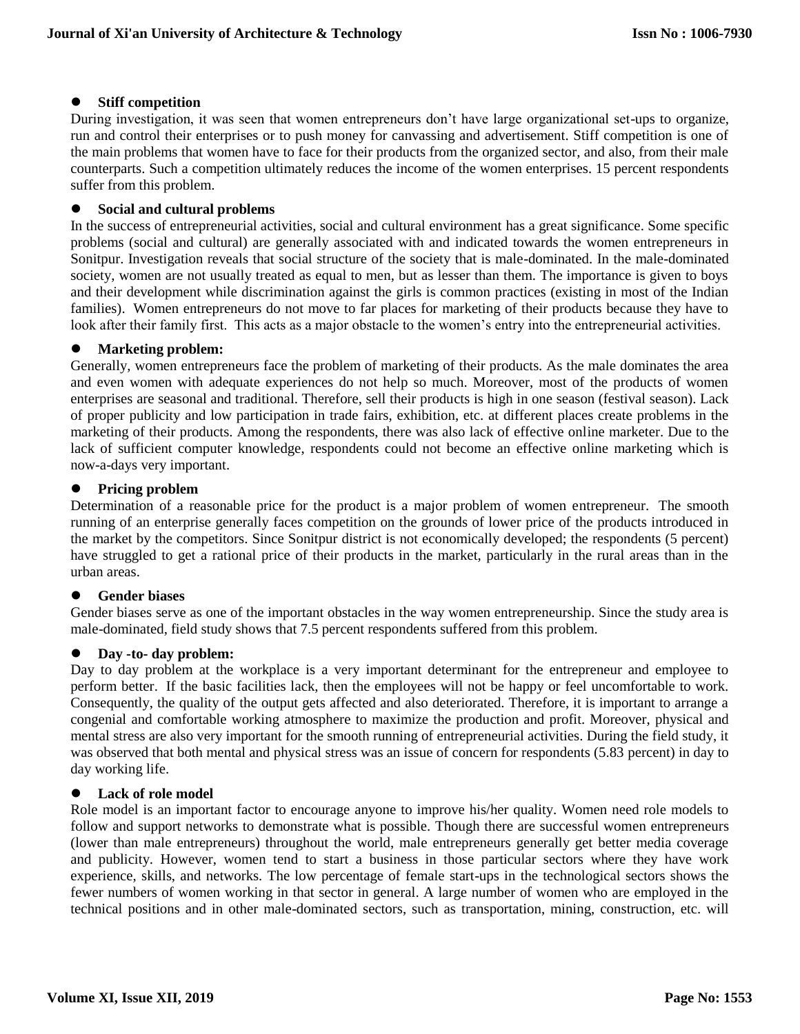- **Stiff competition**

During investigation, it was seen that women entrepreneurs don't have large organizational set-ups to organize, run and control their enterprises or to push money for canvassing and advertisement. Stiff competition is one of the main problems that women have to face for their products from the organized sector, and also, from their male counterparts. Such a competition ultimately reduces the income of the women enterprises. 15 percent respondents suffer from this problem.

- **Social and cultural problems**

In the success of entrepreneurial activities, social and cultural environment has a great significance. Some specific problems (social and cultural) are generally associated with and indicated towards the women entrepreneurs in Sonitpur. Investigation reveals that social structure of the society that is male-dominated. In the male-dominated society, women are not usually treated as equal to men, but as lesser than them. The importance is given to boys and their development while discrimination against the girls is common practices (existing in most of the Indian families). Women entrepreneurs do not move to far places for marketing of their products because they have to look after their family first. This acts as a major obstacle to the women's entry into the entrepreneurial activities.

- **Marketing problem:**

Generally, women entrepreneurs face the problem of marketing of their products. As the male dominates the area and even women with adequate experiences do not help so much. Moreover, most of the products of women enterprises are seasonal and traditional. Therefore, sell their products is high in one season (festival season). Lack of proper publicity and low participation in trade fairs, exhibition, etc. at different places create problems in the marketing of their products. Among the respondents, there was also lack of effective online marketer. Due to the lack of sufficient computer knowledge, respondents could not become an effective online marketing which is now-a-days very important.

- **Pricing problem**

Determination of a reasonable price for the product is a major problem of women entrepreneur. The smooth running of an enterprise generally faces competition on the grounds of lower price of the products introduced in the market by the competitors. Since Sonitpur district is not economically developed; the respondents (5 percent) have struggled to get a rational price of their products in the market, particularly in the rural areas than in the urban areas.

- **Gender biases**

Gender biases serve as one of the important obstacles in the way women entrepreneurship. Since the study area is male-dominated, field study shows that 7.5 percent respondents suffered from this problem.

- **Day -to- day problem:**

Day to day problem at the workplace is a very important determinant for the entrepreneur and employee to perform better. If the basic facilities lack, then the employees will not be happy or feel uncomfortable to work. Consequently, the quality of the output gets affected and also deteriorated. Therefore, it is important to arrange a congenial and comfortable working atmosphere to maximize the production and profit. Moreover, physical and mental stress are also very important for the smooth running of entrepreneurial activities. During the field study, it was observed that both mental and physical stress was an issue of concern for respondents (5.83 percent) in day to day working life.

- **Lack of role model**

Role model is an important factor to encourage anyone to improve his/her quality. Women need role models to follow and support networks to demonstrate what is possible. Though there are successful women entrepreneurs (lower than male entrepreneurs) throughout the world, male entrepreneurs generally get better media coverage and publicity. However, women tend to start a business in those particular sectors where they have work experience, skills, and networks. The low percentage of female start-ups in the technological sectors shows the fewer numbers of women working in that sector in general. A large number of women who are employed in the technical positions and in other male-dominated sectors, such as transportation, mining, construction, etc. will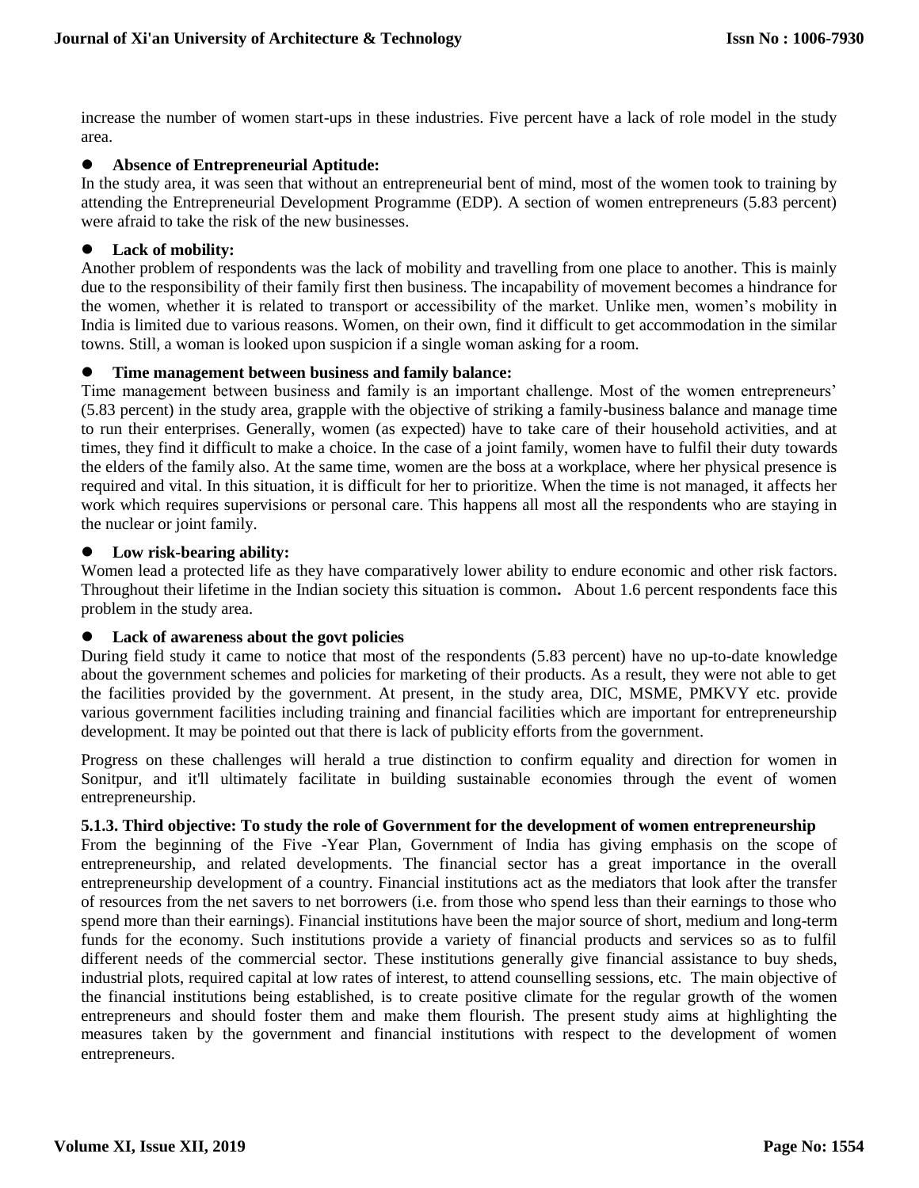increase the number of women start-ups in these industries. Five percent have a lack of role model in the study area.

- **Absence of Entrepreneurial Aptitude:**

In the study area, it was seen that without an entrepreneurial bent of mind, most of the women took to training by attending the Entrepreneurial Development Programme (EDP). A section of women entrepreneurs (5.83 percent) were afraid to take the risk of the new businesses.

- **Lack of mobility:**

Another problem of respondents was the lack of mobility and travelling from one place to another. This is mainly due to the responsibility of their family first then business. The incapability of movement becomes a hindrance for the women, whether it is related to transport or accessibility of the market. Unlike men, women's mobility in India is limited due to various reasons. Women, on their own, find it difficult to get accommodation in the similar towns. Still, a woman is looked upon suspicion if a single woman asking for a room.

- **Time management between business and family balance:**

Time management between business and family is an important challenge. Most of the women entrepreneurs' (5.83 percent) in the study area, grapple with the objective of striking a family-business balance and manage time to run their enterprises. Generally, women (as expected) have to take care of their household activities, and at times, they find it difficult to make a choice. In the case of a joint family, women have to fulfil their duty towards the elders of the family also. At the same time, women are the boss at a workplace, where her physical presence is required and vital. In this situation, it is difficult for her to prioritize. When the time is not managed, it affects her work which requires supervisions or personal care. This happens all most all the respondents who are staying in the nuclear or joint family.

- **Low risk-bearing ability:**

Women lead a protected life as they have comparatively lower ability to endure economic and other risk factors. Throughout their lifetime in the Indian society this situation is common**.** About 1.6 percent respondents face this problem in the study area.

- **Lack of awareness about the govt policies**

During field study it came to notice that most of the respondents (5.83 percent) have no up-to-date knowledge about the government schemes and policies for marketing of their products. As a result, they were not able to get the facilities provided by the government. At present, in the study area, DIC, MSME, PMKVY etc. provide various government facilities including training and financial facilities which are important for entrepreneurship development. It may be pointed out that there is lack of publicity efforts from the government.

Progress on these challenges will herald a true distinction to confirm equality and direction for women in Sonitpur, and it'll ultimately facilitate in building sustainable economies through the event of women entrepreneurship.

**5.1.3. Third objective: To study the role of Government for the development of women entrepreneurship**

From the beginning of the Five -Year Plan, Government of India has giving emphasis on the scope of entrepreneurship, and related developments. The financial sector has a great importance in the overall entrepreneurship development of a country. Financial institutions act as the mediators that look after the transfer of resources from the net savers to net borrowers (i.e. from those who spend less than their earnings to those who spend more than their earnings). Financial institutions have been the major source of short, medium and long-term funds for the economy. Such institutions provide a variety of financial products and services so as to fulfil different needs of the commercial sector. These institutions generally give financial assistance to buy sheds, industrial plots, required capital at low rates of interest, to attend counselling sessions, etc. The main objective of the financial institutions being established, is to create positive climate for the regular growth of the women entrepreneurs and should foster them and make them flourish. The present study aims at highlighting the measures taken by the government and financial institutions with respect to the development of women entrepreneurs.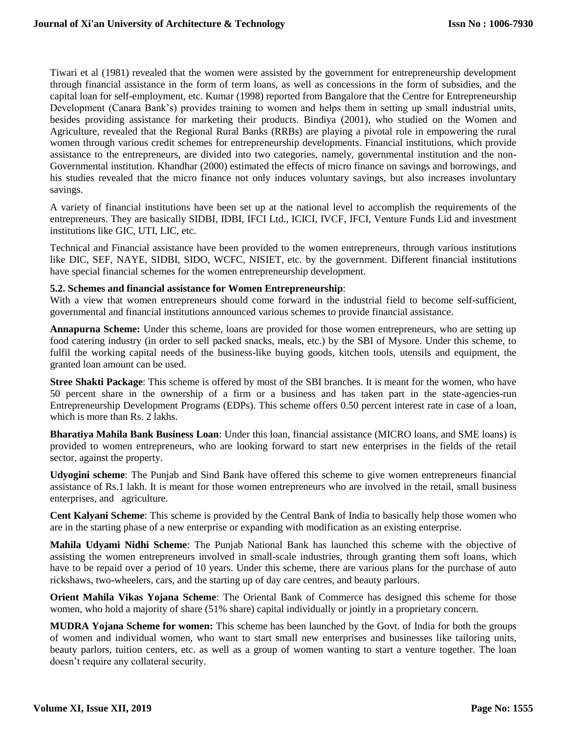Tiwari et al (1981) revealed that the women were assisted by the government for entrepreneurship development through financial assistance in the form of term loans, as well as concessions in the form of subsidies, and the capital loan for self-employment, etc. Kumar (1998) reported from Bangalore that the Centre for Entrepreneurship Development (Canara Bank's) provides training to women and helps them in setting up small industrial units, besides providing assistance for marketing their products. Bindiya (2001), who studied on the Women and Agriculture, revealed that the Regional Rural Banks (RRBs) are playing a pivotal role in empowering the rural women through various credit schemes for entrepreneurship developments. Financial institutions, which provide assistance to the entrepreneurs, are divided into two categories, namely, governmental institution and the non-Governmental institution. Khandhar (2000) estimated the effects of micro finance on savings and borrowings, and his studies revealed that the micro finance not only induces voluntary savings, but also increases involuntary savings.

A variety of financial institutions have been set up at the national level to accomplish the requirements of the entrepreneurs. They are basically SIDBI, IDBI, IFCI Ltd., ICICI, IVCF, IFCI, Venture Funds Lid and investment institutions like GIC, UTI, LIC, etc.

Technical and Financial assistance have been provided to the women entrepreneurs, through various institutions like DIC, SEF, NAYE, SIDBI, SIDO, WCFC, NISIET, etc. by the government. Different financial institutions have special financial schemes for the women entrepreneurship development.

**5.2. Schemes and financial assistance for Women Entrepreneurship**:

With a view that women entrepreneurs should come forward in the industrial field to become self-sufficient, governmental and financial institutions announced various schemes to provide financial assistance.

**Annapurna Scheme:** Under this scheme, loans are provided for those women entrepreneurs, who are setting up food catering industry (in order to sell packed snacks, meals, etc.) by the SBI of Mysore. Under this scheme, to fulfil the working capital needs of the business-like buying goods, kitchen tools, utensils and equipment, the granted loan amount can be used.

**Stree Shakti Package**: This scheme is offered by most of the SBI branches. It is meant for the women, who have 50 percent share in the ownership of a firm or a business and has taken part in the state-agencies-run Entrepreneurship Development Programs (EDPs). This scheme offers 0.50 percent interest rate in case of a loan, which is more than Rs. 2 lakhs.

**Bharatiya Mahila Bank Business Loan**: Under this loan, financial assistance (MICRO loans, and SME loans) is provided to women entrepreneurs, who are looking forward to start new enterprises in the fields of the retail sector, against the property.

**Udyogini scheme**: The Punjab and Sind Bank have offered this scheme to give women entrepreneurs financial assistance of Rs.1 lakh. It is meant for those women entrepreneurs who are involved in the retail, small business enterprises, and agriculture.

**Cent Kalyani Scheme**: This scheme is provided by the Central Bank of India to basically help those women who are in the starting phase of a new enterprise or expanding with modification as an existing enterprise.

**Mahila Udyami Nidhi Scheme**: The Punjab National Bank has launched this scheme with the objective of assisting the women entrepreneurs involved in small-scale industries, through granting them soft loans, which have to be repaid over a period of 10 years. Under this scheme, there are various plans for the purchase of auto rickshaws, two-wheelers, cars, and the starting up of day care centres, and beauty parlours.

**Orient Mahila Vikas Yojana Scheme**: The Oriental Bank of Commerce has designed this scheme for those women, who hold a majority of share (51% share) capital individually or jointly in a proprietary concern.

**MUDRA Yojana Scheme for women:** This scheme has been launched by the Govt. of India for both the groups of women and individual women, who want to start small new enterprises and businesses like tailoring units, beauty parlors, tuition centers, etc. as well as a group of women wanting to start a venture together. The loan doesn't require any collateral security.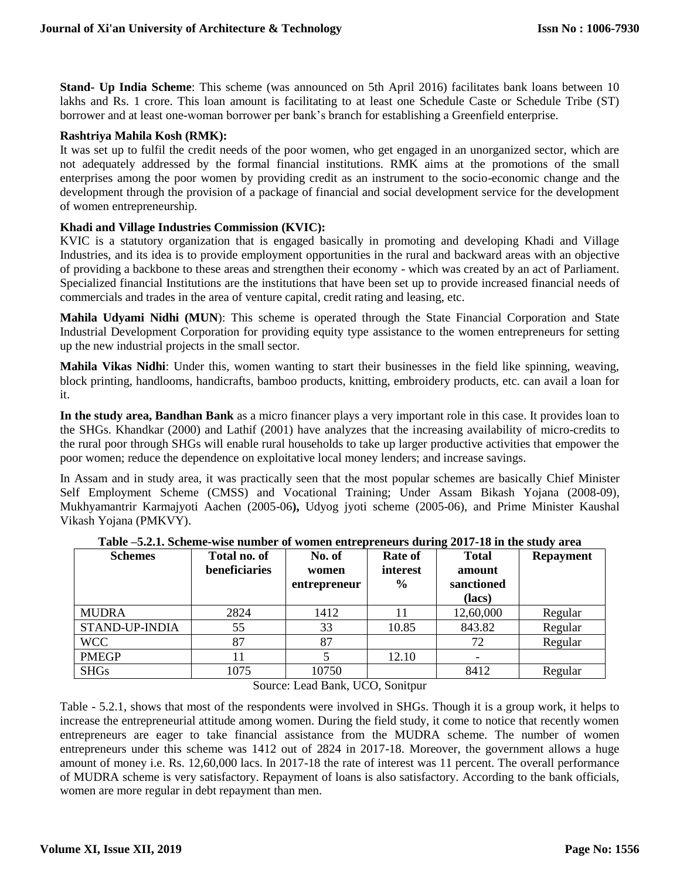**Stand- Up India Scheme**: This scheme (was announced on 5th April 2016) facilitates bank loans between 10 lakhs and Rs. 1 crore. This loan amount is facilitating to at least one Schedule Caste or Schedule Tribe (ST) borrower and at least one-woman borrower per bank's branch for establishing a Greenfield enterprise.

**Rashtriya Mahila Kosh (RMK):**

It was set up to fulfil the credit needs of the poor women, who get engaged in an unorganized sector, which are not adequately addressed by the formal financial institutions. RMK aims at the promotions of the small enterprises among the poor women by providing credit as an instrument to the socio-economic change and the development through the provision of a package of financial and social development service for the development of women entrepreneurship.

**Khadi and Village Industries Commission (KVIC):**

KVIC is a statutory organization that is engaged basically in promoting and developing Khadi and Village Industries, and its idea is to provide employment opportunities in the rural and backward areas with an objective of providing a backbone to these areas and strengthen their economy - which was created by an act of Parliament. Specialized financial Institutions are the institutions that have been set up to provide increased financial needs of commercials and trades in the area of venture capital, credit rating and leasing, etc.

**Mahila Udyami Nidhi (MUN**): This scheme is operated through the State Financial Corporation and State Industrial Development Corporation for providing equity type assistance to the women entrepreneurs for setting up the new industrial projects in the small sector.

**Mahila Vikas Nidhi**: Under this, women wanting to start their businesses in the field like spinning, weaving, block printing, handlooms, handicrafts, bamboo products, knitting, embroidery products, etc. can avail a loan for it.

**In the study area, Bandhan Bank** as a micro financer plays a very important role in this case. It provides loan to the SHGs. Khandkar (2000) and Lathif (2001) have analyzes that the increasing availability of micro-credits to the rural poor through SHGs will enable rural households to take up larger productive activities that empower the poor women; reduce the dependence on exploitative local money lenders; and increase savings.

In Assam and in study area, it was practically seen that the most popular schemes are basically Chief Minister Self Employment Scheme (CMSS) and Vocational Training; Under Assam Bikash Yojana (2008-09), Mukhyamantrir Karmajyoti Aachen (2005-06**),** Udyog jyoti scheme (2005-06), and Prime Minister Kaushal Vikash Yojana (PMKVY).

**Table –5.2.1. Scheme-wise number of women entrepreneurs during 2017-18 in the study area**

| Schemes | Total no. of beneficiaries | No. of women entrepreneur | Rate of interest % | Total amount sanctioned (lacs) | Repayment |
|---|---|---|---|---|---|
| MUDRA | 2824 | 1412 | 11 | 12,60,000 | Regular |
| STAND-UP-INDIA | 55 | 33 | 10.85 | 843.82 | Regular |
| WCC | 87 | 87 | | 72 | Regular |
| PMEGP | 11 | 5 | 12.10 | - | |
| SHGs | 1075 | 10750 | | 8412 | Regular |

Source: Lead Bank, UCO, Sonitpur

Table - 5.2.1, shows that most of the respondents were involved in SHGs. Though it is a group work, it helps to increase the entrepreneurial attitude among women. During the field study, it come to notice that recently women entrepreneurs are eager to take financial assistance from the MUDRA scheme. The number of women entrepreneurs under this scheme was 1412 out of 2824 in 2017-18. Moreover, the government allows a huge amount of money i.e. Rs. 12,60,000 lacs. In 2017-18 the rate of interest was 11 percent. The overall performance of MUDRA scheme is very satisfactory. Repayment of loans is also satisfactory. According to the bank officials, women are more regular in debt repayment than men.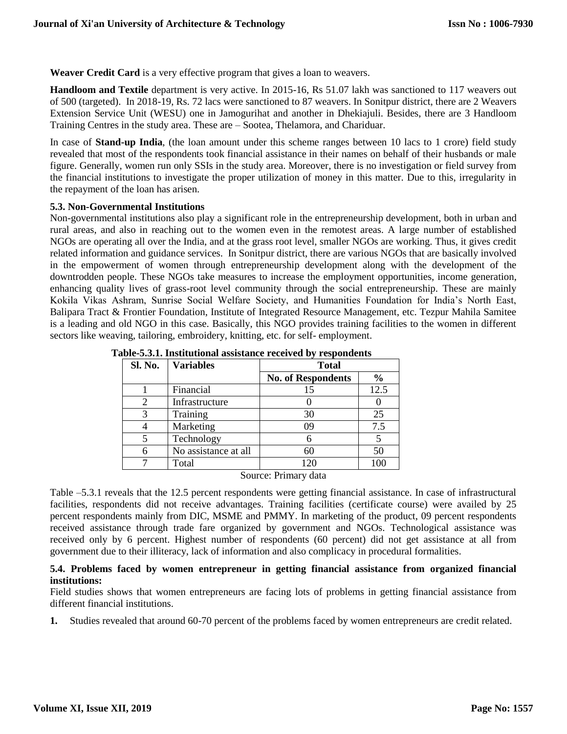**Weaver Credit Card** is a very effective program that gives a loan to weavers.

**Handloom and Textile** department is very active. In 2015-16, Rs 51.07 lakh was sanctioned to 117 weavers out of 500 (targeted). In 2018-19, Rs. 72 lacs were sanctioned to 87 weavers. In Sonitpur district, there are 2 Weavers Extension Service Unit (WESU) one in Jamogurihat and another in Dhekiajuli. Besides, there are 3 Handloom Training Centres in the study area. These are – Sootea, Thelamora, and Chariduar.

In case of **Stand-up India**, (the loan amount under this scheme ranges between 10 lacs to 1 crore) field study revealed that most of the respondents took financial assistance in their names on behalf of their husbands or male figure. Generally, women run only SSIs in the study area. Moreover, there is no investigation or field survey from the financial institutions to investigate the proper utilization of money in this matter. Due to this, irregularity in the repayment of the loan has arisen.

### 5.3. Non-Governmental Institutions

Non-governmental institutions also play a significant role in the entrepreneurship development, both in urban and rural areas, and also in reaching out to the women even in the remotest areas. A large number of established NGOs are operating all over the India, and at the grass root level, smaller NGOs are working. Thus, it gives credit related information and guidance services. In Sonitpur district, there are various NGOs that are basically involved in the empowerment of women through entrepreneurship development along with the development of the downtrodden people. These NGOs take measures to increase the employment opportunities, income generation, enhancing quality lives of grass-root level community through the social entrepreneurship. These are mainly Kokila Vikas Ashram, Sunrise Social Welfare Society, and Humanities Foundation for India's North East, Balipara Tract & Frontier Foundation, Institute of Integrated Resource Management, etc. Tezpur Mahila Samitee is a leading and old NGO in this case. Basically, this NGO provides training facilities to the women in different sectors like weaving, tailoring, embroidery, knitting, etc. for self- employment.

**Table-5.3.1. Institutional assistance received by respondents**

| Sl. No. | Variables | Total | |
|---|---|---|---|
| | | No. of Respondents | % |
| 1 | Financial | 15 | 12.5 |
| 2 | Infrastructure | 0 | 0 |
| 3 | Training | 30 | 25 |
| 4 | Marketing | 09 | 7.5 |
| 5 | Technology | 6 | 5 |
| 6 | No assistance at all | 60 | 50 |
| 7 | Total | 120 | 100 |

Source: Primary data

Table –5.3.1 reveals that the 12.5 percent respondents were getting financial assistance. In case of infrastructural facilities, respondents did not receive advantages. Training facilities (certificate course) were availed by 25 percent respondents mainly from DIC, MSME and PMMY. In marketing of the product, 09 percent respondents received assistance through trade fare organized by government and NGOs. Technological assistance was received only by 6 percent. Highest number of respondents (60 percent) did not get assistance at all from government due to their illiteracy, lack of information and also complicacy in procedural formalities.

### 5.4. Problems faced by women entrepreneur in getting financial assistance from organized financial institutions:

Field studies shows that women entrepreneurs are facing lots of problems in getting financial assistance from different financial institutions.

1. Studies revealed that around 60-70 percent of the problems faced by women entrepreneurs are credit related.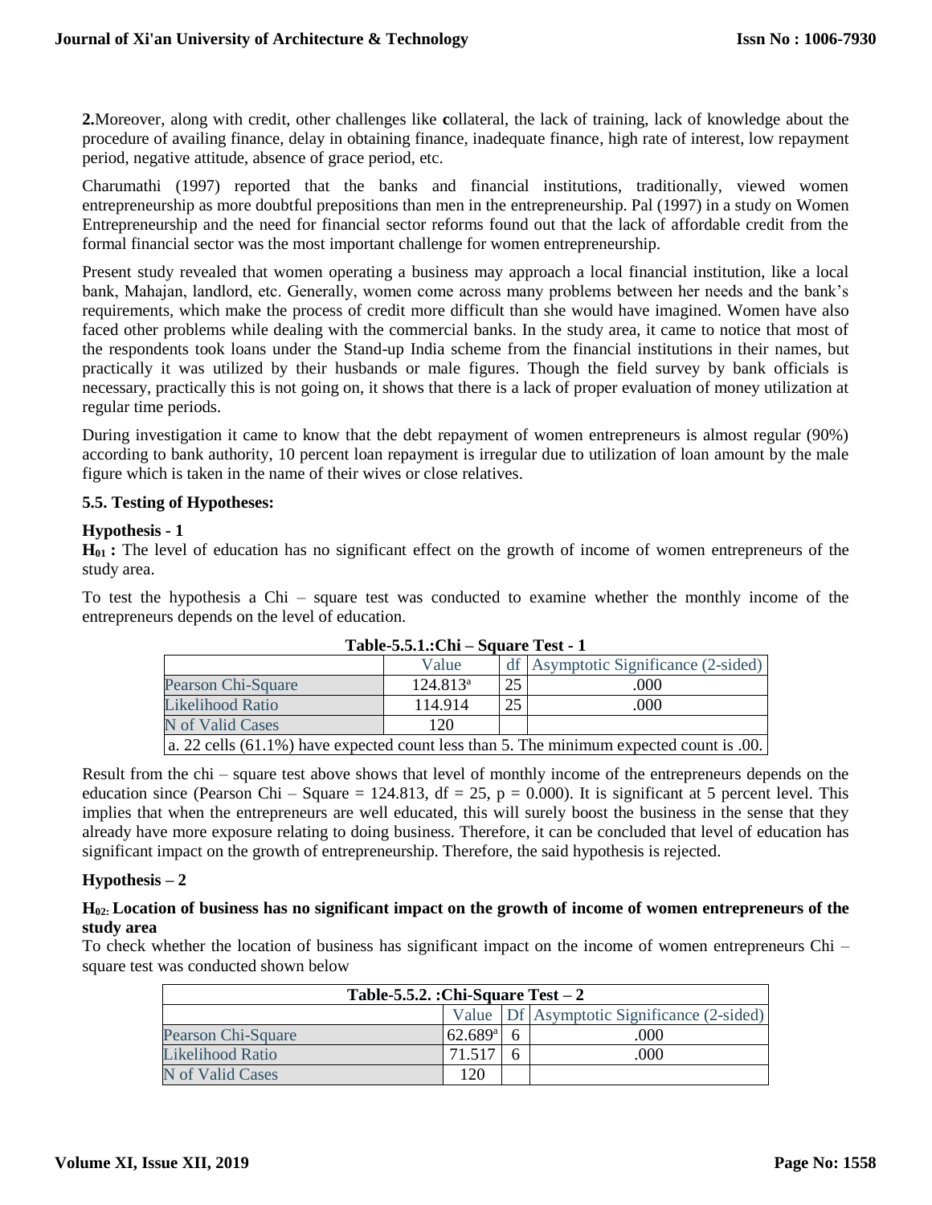**2.**Moreover, along with credit, other challenges like **c**ollateral, the lack of training, lack of knowledge about the procedure of availing finance, delay in obtaining finance, inadequate finance, high rate of interest, low repayment period, negative attitude, absence of grace period, etc.

Charumathi (1997) reported that the banks and financial institutions, traditionally, viewed women entrepreneurship as more doubtful prepositions than men in the entrepreneurship. Pal (1997) in a study on Women Entrepreneurship and the need for financial sector reforms found out that the lack of affordable credit from the formal financial sector was the most important challenge for women entrepreneurship.

Present study revealed that women operating a business may approach a local financial institution, like a local bank, Mahajan, landlord, etc. Generally, women come across many problems between her needs and the bank's requirements, which make the process of credit more difficult than she would have imagined. Women have also faced other problems while dealing with the commercial banks. In the study area, it came to notice that most of the respondents took loans under the Stand-up India scheme from the financial institutions in their names, but practically it was utilized by their husbands or male figures. Though the field survey by bank officials is necessary, practically this is not going on, it shows that there is a lack of proper evaluation of money utilization at regular time periods.

During investigation it came to know that the debt repayment of women entrepreneurs is almost regular (90%) according to bank authority, 10 percent loan repayment is irregular due to utilization of loan amount by the male figure which is taken in the name of their wives or close relatives.

### 5.5. Testing of Hypotheses:

#### Hypothesis - 1

**$H_{01}$ :** The level of education has no significant effect on the growth of income of women entrepreneurs of the study area.

To test the hypothesis a Chi – square test was conducted to examine whether the monthly income of the entrepreneurs depends on the level of education.

**Table-5.5.1.:Chi – Square Test - 1**

| | Value | df | Asymptotic Significance (2-sided) |
|---|---|---|---|
| Pearson Chi-Square | 124.813[a] | 25 | .000 |
| Likelihood Ratio | 114.914 | 25 | .000 |
| N of Valid Cases | 120 | | |
| a. 22 cells (61.1%) have expected count less than 5. The minimum expected count is .00. | | | |

Result from the chi – square test above shows that level of monthly income of the entrepreneurs depends on the education since (Pearson Chi – Square = 124.813, df = 25, p = 0.000). It is significant at 5 percent level. This implies that when the entrepreneurs are well educated, this will surely boost the business in the sense that they already have more exposure relating to doing business. Therefore, it can be concluded that level of education has significant impact on the growth of entrepreneurship. Therefore, the said hypothesis is rejected.

#### Hypothesis – 2

**$H_{02}$: Location of business has no significant impact on the growth of income of women entrepreneurs of the study area**

To check whether the location of business has significant impact on the income of women entrepreneurs Chi – square test was conducted shown below

**Table-5.5.2. :Chi-Square Test – 2**

| | Value | Df | Asymptotic Significance (2-sided) |
|---|---|---|---|
| Pearson Chi-Square | 62.689[a] | 6 | .000 |
| Likelihood Ratio | 71.517 | 6 | .000 |
| N of Valid Cases | 120 | | |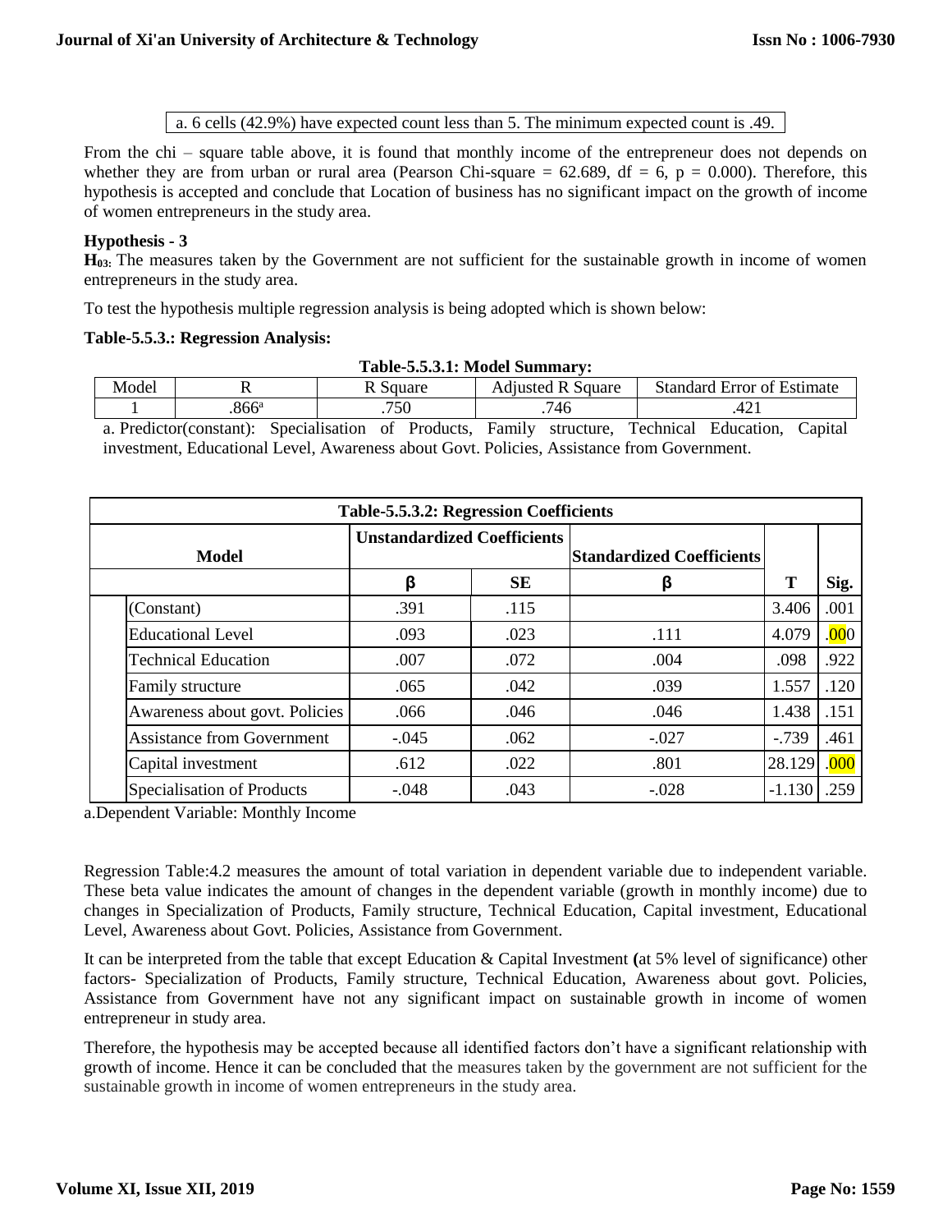a. 6 cells (42.9%) have expected count less than 5. The minimum expected count is .49.

From the chi – square table above, it is found that monthly income of the entrepreneur does not depends on whether they are from urban or rural area (Pearson Chi-square = 62.689, df = 6, p = 0.000). Therefore, this hypothesis is accepted and conclude that Location of business has no significant impact on the growth of income of women entrepreneurs in the study area.

**Hypothesis - 3**

**$H_{03}$:** The measures taken by the Government are not sufficient for the sustainable growth in income of women entrepreneurs in the study area.

To test the hypothesis multiple regression analysis is being adopted which is shown below:

**Table-5.5.3.: Regression Analysis:**

**Table-5.5.3.1: Model Summary:**

| Model | R | R Square | Adjusted R Square | Standard Error of Estimate |
|---|---|---|---|---|
| 1 | .866[a] | .750 | .746 | .421 |

a. Predictor(constant): Specialisation of Products, Family structure, Technical Education, Capital investment, Educational Level, Awareness about Govt. Policies, Assistance from Government.

**Table-5.5.3.2: Regression Coefficients**

| Model | Unstandardized Coefficients | | Standardized Coefficients | | |
|---|---|---|---|---|---|
| | β | SE | β | T | Sig. |
| (Constant) | .391 | .115 | | 3.406 | .001 |
| Educational Level | .093 | .023 | .111 | 4.079 | .000 |
| Technical Education | .007 | .072 | .004 | .098 | .922 |
| Family structure | .065 | .042 | .039 | 1.557 | .120 |
| Awareness about govt. Policies | .066 | .046 | .046 | 1.438 | .151 |
| Assistance from Government | -.045 | .062 | -.027 | -.739 | .461 |
| Capital investment | .612 | .022 | .801 | 28.129 | .000 |
| Specialisation of Products | -.048 | .043 | -.028 | -1.130 | .259 |

a.Dependent Variable: Monthly Income

Regression Table:4.2 measures the amount of total variation in dependent variable due to independent variable. These beta value indicates the amount of changes in the dependent variable (growth in monthly income) due to changes in Specialization of Products, Family structure, Technical Education, Capital investment, Educational Level, Awareness about Govt. Policies, Assistance from Government.

It can be interpreted from the table that except Education & Capital Investment **(**at 5% level of significance) other factors- Specialization of Products, Family structure, Technical Education, Awareness about govt. Policies, Assistance from Government have not any significant impact on sustainable growth in income of women entrepreneur in study area.

Therefore, the hypothesis may be accepted because all identified factors don't have a significant relationship with growth of income. Hence it can be concluded that the measures taken by the government are not sufficient for the sustainable growth in income of women entrepreneurs in the study area.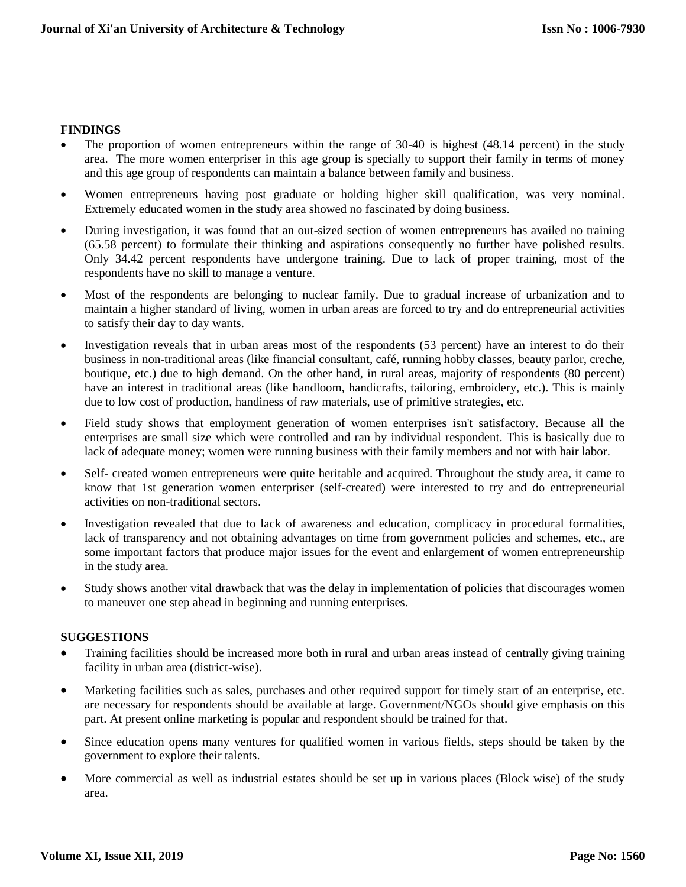**FINDINGS**

- The proportion of women entrepreneurs within the range of 30-40 is highest (48.14 percent) in the study area. The more women enterpriser in this age group is specially to support their family in terms of money and this age group of respondents can maintain a balance between family and business.
- Women entrepreneurs having post graduate or holding higher skill qualification, was very nominal. Extremely educated women in the study area showed no fascinated by doing business.
- During investigation, it was found that an out-sized section of women entrepreneurs has availed no training (65.58 percent) to formulate their thinking and aspirations consequently no further have polished results. Only 34.42 percent respondents have undergone training. Due to lack of proper training, most of the respondents have no skill to manage a venture.
- Most of the respondents are belonging to nuclear family. Due to gradual increase of urbanization and to maintain a higher standard of living, women in urban areas are forced to try and do entrepreneurial activities to satisfy their day to day wants.
- Investigation reveals that in urban areas most of the respondents (53 percent) have an interest to do their business in non-traditional areas (like financial consultant, café, running hobby classes, beauty parlor, creche, boutique, etc.) due to high demand. On the other hand, in rural areas, majority of respondents (80 percent) have an interest in traditional areas (like handloom, handicrafts, tailoring, embroidery, etc.). This is mainly due to low cost of production, handiness of raw materials, use of primitive strategies, etc.
- Field study shows that employment generation of women enterprises isn't satisfactory. Because all the enterprises are small size which were controlled and ran by individual respondent. This is basically due to lack of adequate money; women were running business with their family members and not with hair labor.
- Self- created women entrepreneurs were quite heritable and acquired. Throughout the study area, it came to know that 1st generation women enterpriser (self-created) were interested to try and do entrepreneurial activities on non-traditional sectors.
- Investigation revealed that due to lack of awareness and education, complicacy in procedural formalities, lack of transparency and not obtaining advantages on time from government policies and schemes, etc., are some important factors that produce major issues for the event and enlargement of women entrepreneurship in the study area.
- Study shows another vital drawback that was the delay in implementation of policies that discourages women to maneuver one step ahead in beginning and running enterprises.

**SUGGESTIONS**

- Training facilities should be increased more both in rural and urban areas instead of centrally giving training facility in urban area (district-wise).
- Marketing facilities such as sales, purchases and other required support for timely start of an enterprise, etc. are necessary for respondents should be available at large. Government/NGOs should give emphasis on this part. At present online marketing is popular and respondent should be trained for that.
- Since education opens many ventures for qualified women in various fields, steps should be taken by the government to explore their talents.
- More commercial as well as industrial estates should be set up in various places (Block wise) of the study area.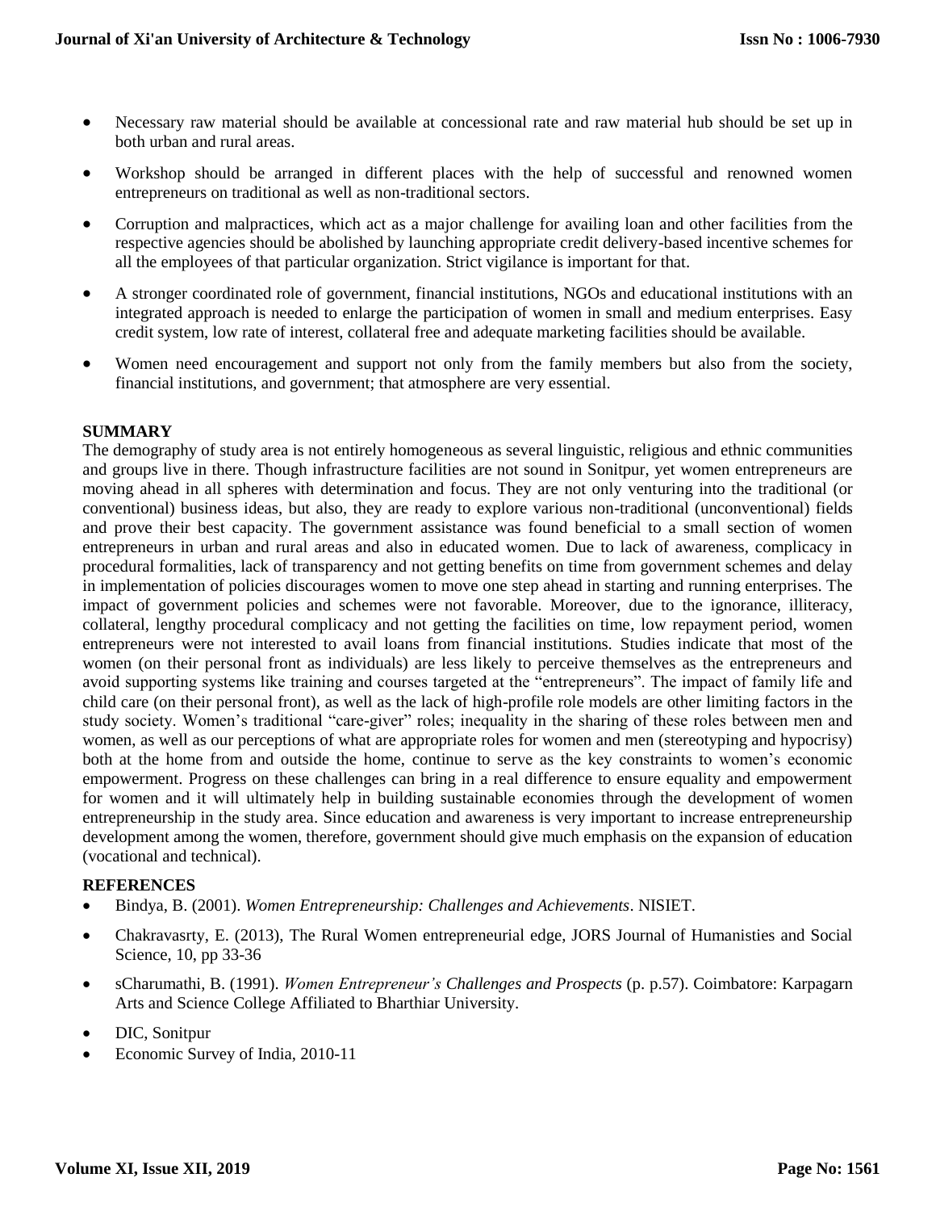- Necessary raw material should be available at concessional rate and raw material hub should be set up in both urban and rural areas.
- Workshop should be arranged in different places with the help of successful and renowned women entrepreneurs on traditional as well as non-traditional sectors.
- Corruption and malpractices, which act as a major challenge for availing loan and other facilities from the respective agencies should be abolished by launching appropriate credit delivery-based incentive schemes for all the employees of that particular organization. Strict vigilance is important for that.
- A stronger coordinated role of government, financial institutions, NGOs and educational institutions with an integrated approach is needed to enlarge the participation of women in small and medium enterprises. Easy credit system, low rate of interest, collateral free and adequate marketing facilities should be available.
- Women need encouragement and support not only from the family members but also from the society, financial institutions, and government; that atmosphere are very essential.

## SUMMARY

The demography of study area is not entirely homogeneous as several linguistic, religious and ethnic communities and groups live in there. Though infrastructure facilities are not sound in Sonitpur, yet women entrepreneurs are moving ahead in all spheres with determination and focus. They are not only venturing into the traditional (or conventional) business ideas, but also, they are ready to explore various non-traditional (unconventional) fields and prove their best capacity. The government assistance was found beneficial to a small section of women entrepreneurs in urban and rural areas and also in educated women. Due to lack of awareness, complicacy in procedural formalities, lack of transparency and not getting benefits on time from government schemes and delay in implementation of policies discourages women to move one step ahead in starting and running enterprises. The impact of government policies and schemes were not favorable. Moreover, due to the ignorance, illiteracy, collateral, lengthy procedural complicacy and not getting the facilities on time, low repayment period, women entrepreneurs were not interested to avail loans from financial institutions. Studies indicate that most of the women (on their personal front as individuals) are less likely to perceive themselves as the entrepreneurs and avoid supporting systems like training and courses targeted at the "entrepreneurs". The impact of family life and child care (on their personal front), as well as the lack of high-profile role models are other limiting factors in the study society. Women's traditional "care-giver" roles; inequality in the sharing of these roles between men and women, as well as our perceptions of what are appropriate roles for women and men (stereotyping and hypocrisy) both at the home from and outside the home, continue to serve as the key constraints to women's economic empowerment. Progress on these challenges can bring in a real difference to ensure equality and empowerment for women and it will ultimately help in building sustainable economies through the development of women entrepreneurship in the study area. Since education and awareness is very important to increase entrepreneurship development among the women, therefore, government should give much emphasis on the expansion of education (vocational and technical).

## REFERENCES

- Bindya, B. (2001). *Women Entrepreneurship: Challenges and Achievements*. NISIET.
- Chakravasrty, E. (2013), The Rural Women entrepreneurial edge, JORS Journal of Humanisties and Social Science, 10, pp 33-36
- sCharumathi, B. (1991). *Women Entrepreneur's Challenges and Prospects* (p. p.57). Coimbatore: Karpagarn Arts and Science College Affiliated to Bharthiar University.
- DIC, Sonitpur
- Economic Survey of India, 2010-11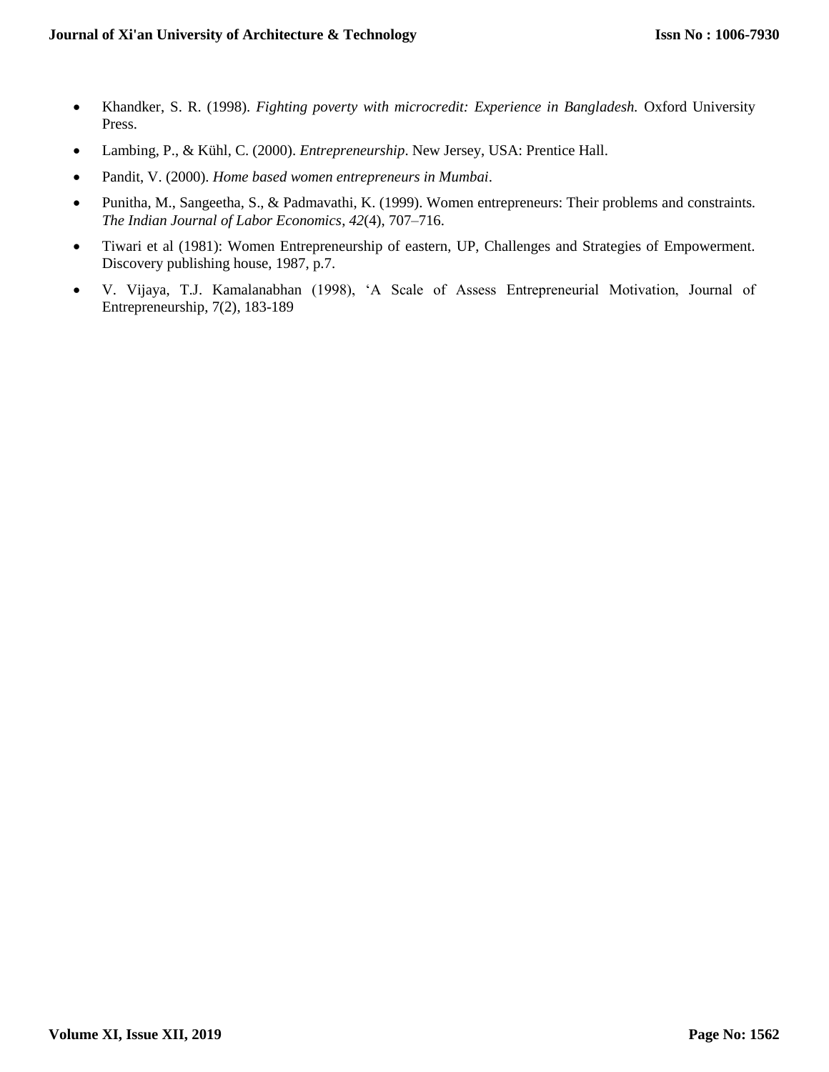- Khandker, S. R. (1998). *Fighting poverty with microcredit: Experience in Bangladesh.* Oxford University Press.
- Lambing, P., & Kühl, C. (2000). *Entrepreneurship*. New Jersey, USA: Prentice Hall.
- Pandit, V. (2000). *Home based women entrepreneurs in Mumbai*.
- Punitha, M., Sangeetha, S., & Padmavathi, K. (1999). Women entrepreneurs: Their problems and constraints. *The Indian Journal of Labor Economics*, *42*(4), 707–716.
- Tiwari et al (1981): Women Entrepreneurship of eastern, UP, Challenges and Strategies of Empowerment. Discovery publishing house, 1987, p.7.
- V. Vijaya, T.J. Kamalanabhan (1998), 'A Scale of Assess Entrepreneurial Motivation, Journal of Entrepreneurship, 7(2), 183-189